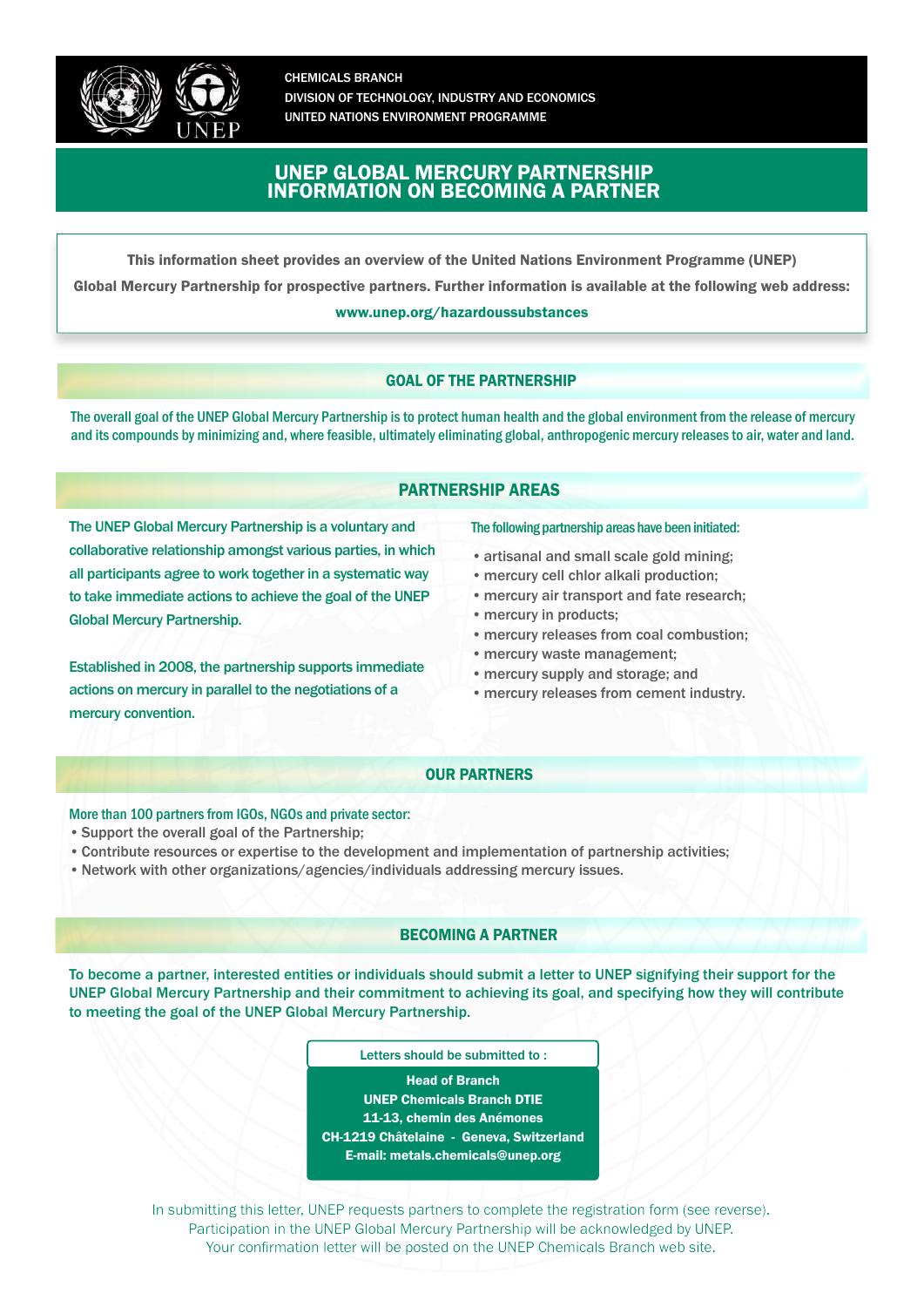CHEMICALS BRANCH
DIVISION OF TECHNOLOGY, INDUSTRY AND ECONOMICS
UNITED NATIONS ENVIRONMENT PROGRAMME

# UNEP GLOBAL MERCURY PARTNERSHIP
# INFORMATION ON BECOMING A PARTNER

**This information sheet provides an overview of the United Nations Environment Programme (UNEP) Global Mercury Partnership for prospective partners. Further information is available at the following web address:**

**www.unep.org/hazardoussubstances**

## GOAL OF THE PARTNERSHIP

The overall goal of the UNEP Global Mercury Partnership is to protect human health and the global environment from the release of mercury and its compounds by minimizing and, where feasible, ultimately eliminating global, anthropogenic mercury releases to air, water and land.

## PARTNERSHIP AREAS

The UNEP Global Mercury Partnership is a voluntary and collaborative relationship amongst various parties, in which all participants agree to work together in a systematic way to take immediate actions to achieve the goal of the UNEP Global Mercury Partnership.

Established in 2008, the partnership supports immediate actions on mercury in parallel to the negotiations of a mercury convention.

The following partnership areas have been initiated:

- artisanal and small scale gold mining;
- mercury cell chlor alkali production;
- mercury air transport and fate research;
- mercury in products;
- mercury releases from coal combustion;
- mercury waste management;
- mercury supply and storage; and
- mercury releases from cement industry.

## OUR PARTNERS

More than 100 partners from IGOs, NGOs and private sector:

- Support the overall goal of the Partnership;
- Contribute resources or expertise to the development and implementation of partnership activities;
- Network with other organizations/agencies/individuals addressing mercury issues.

## BECOMING A PARTNER

To become a partner, interested entities or individuals should submit a letter to UNEP signifying their support for the UNEP Global Mercury Partnership and their commitment to achieving its goal, and specifying how they will contribute to meeting the goal of the UNEP Global Mercury Partnership.

Letters should be submitted to :

**Head of Branch**
**UNEP Chemicals Branch DTIE**
**11-13, chemin des Anémones**
**CH-1219 Châtelaine - Geneva, Switzerland**
**E-mail: metals.chemicals@unep.org**

In submitting this letter, UNEP requests partners to complete the registration form (see reverse).
Participation in the UNEP Global Mercury Partnership will be acknowledged by UNEP.
Your confirmation letter will be posted on the UNEP Chemicals Branch web site.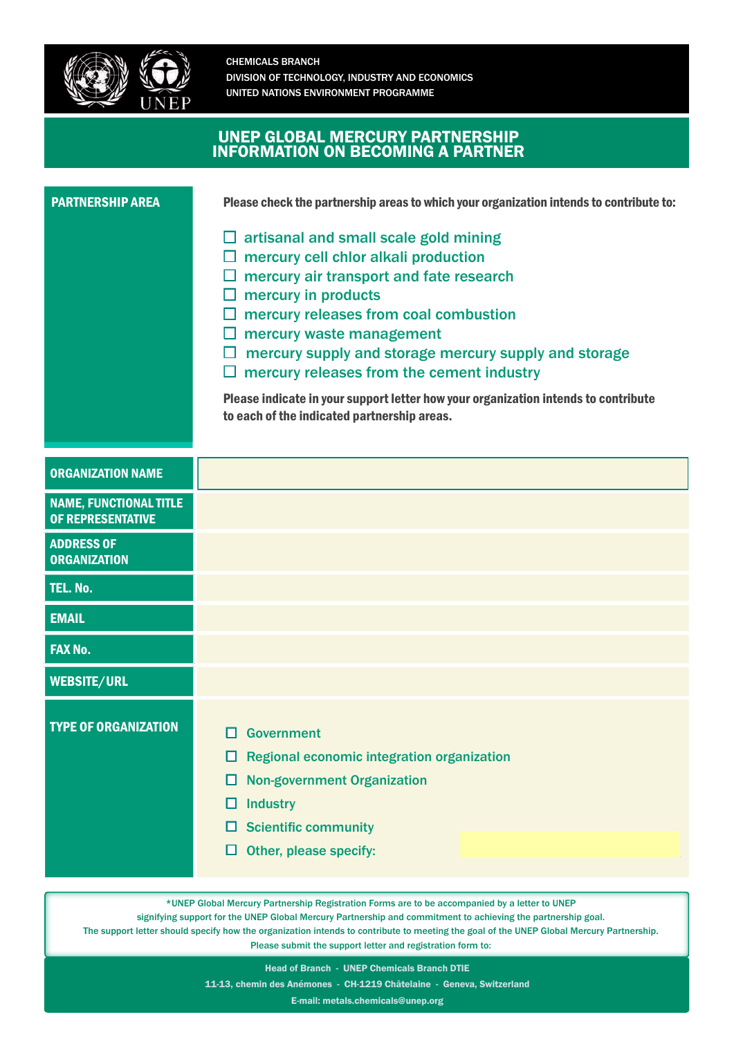CHEMICALS BRANCH
DIVISION OF TECHNOLOGY, INDUSTRY AND ECONOMICS
UNITED NATIONS ENVIRONMENT PROGRAMME

# UNEP GLOBAL MERCURY PARTNERSHIP
# INFORMATION ON BECOMING A PARTNER

## PARTNERSHIP AREA

**Please check the partnership areas to which your organization intends to contribute to:**

- ☐ artisanal and small scale gold mining
- ☐ mercury cell chlor alkali production
- ☐ mercury air transport and fate research
- ☐ mercury in products
- ☐ mercury releases from coal combustion
- ☐ mercury waste management
- ☐ mercury supply and storage mercury supply and storage
- ☐ mercury releases from the cement industry

**Please indicate in your support letter how your organization intends to contribute to each of the indicated partnership areas.**

| | |
|---|---|
| **ORGANIZATION NAME** | |
| **NAME, FUNCTIONAL TITLE OF REPRESENTATIVE** | |
| **ADDRESS OF ORGANIZATION** | |
| **TEL. No.** | |
| **EMAIL** | |
| **FAX No.** | |
| **WEBSITE/URL** | |

## TYPE OF ORGANIZATION

- ☐ Government
- ☐ Regional economic integration organization
- ☐ Non-government Organization
- ☐ Industry
- ☐ Scientific community
- ☐ Other, please specify:

*UNEP Global Mercury Partnership Registration Forms are to be accompanied by a letter to UNEP signifying support for the UNEP Global Mercury Partnership and commitment to achieving the partnership goal. The support letter should specify how the organization intends to contribute to meeting the goal of the UNEP Global Mercury Partnership. Please submit the support letter and registration form to:

**Head of Branch - UNEP Chemicals Branch DTIE**
**11-13, chemin des Anémones - CH-1219 Châtelaine - Geneva, Switzerland**
**E-mail: metals.chemicals@unep.org**